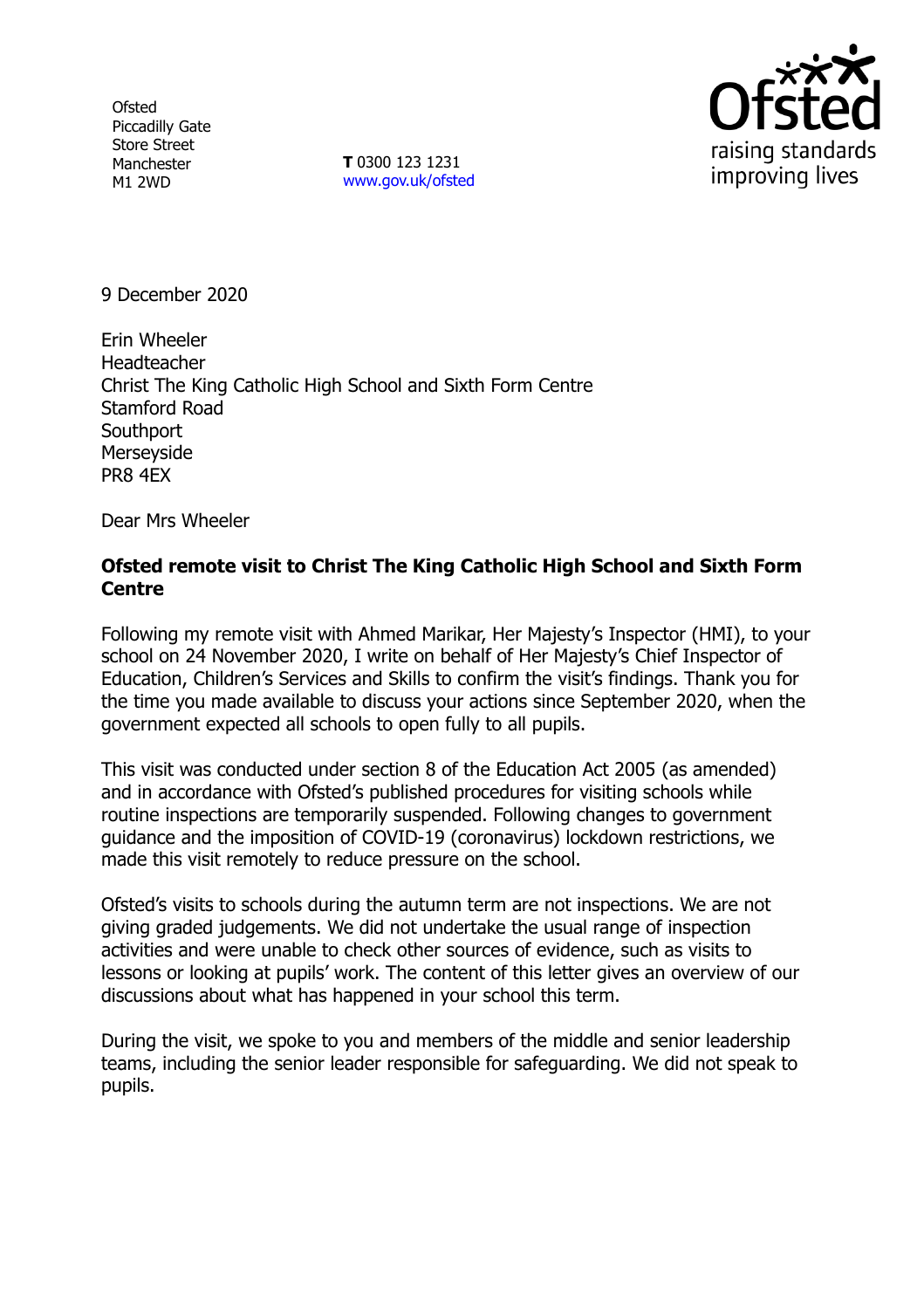Ofsted
Piccadilly Gate
Store Street
Manchester
M1 2WD

**T** 0300 123 1231
www.gov.uk/ofsted

9 December 2020

Erin Wheeler
Headteacher
Christ The King Catholic High School and Sixth Form Centre
Stamford Road
Southport
Merseyside
PR8 4EX

Dear Mrs Wheeler

**Ofsted remote visit to Christ The King Catholic High School and Sixth Form Centre**

Following my remote visit with Ahmed Marikar, Her Majesty's Inspector (HMI), to your school on 24 November 2020, I write on behalf of Her Majesty's Chief Inspector of Education, Children's Services and Skills to confirm the visit's findings. Thank you for the time you made available to discuss your actions since September 2020, when the government expected all schools to open fully to all pupils.

This visit was conducted under section 8 of the Education Act 2005 (as amended) and in accordance with Ofsted's published procedures for visiting schools while routine inspections are temporarily suspended. Following changes to government guidance and the imposition of COVID-19 (coronavirus) lockdown restrictions, we made this visit remotely to reduce pressure on the school.

Ofsted's visits to schools during the autumn term are not inspections. We are not giving graded judgements. We did not undertake the usual range of inspection activities and were unable to check other sources of evidence, such as visits to lessons or looking at pupils' work. The content of this letter gives an overview of our discussions about what has happened in your school this term.

During the visit, we spoke to you and members of the middle and senior leadership teams, including the senior leader responsible for safeguarding. We did not speak to pupils.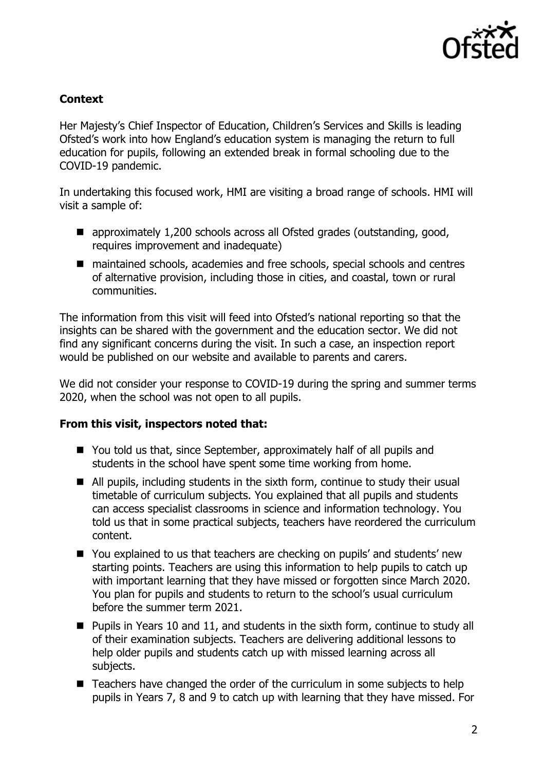**Context**

Her Majesty's Chief Inspector of Education, Children's Services and Skills is leading Ofsted's work into how England's education system is managing the return to full education for pupils, following an extended break in formal schooling due to the COVID-19 pandemic.

In undertaking this focused work, HMI are visiting a broad range of schools. HMI will visit a sample of:

- approximately 1,200 schools across all Ofsted grades (outstanding, good, requires improvement and inadequate)
- maintained schools, academies and free schools, special schools and centres of alternative provision, including those in cities, and coastal, town or rural communities.

The information from this visit will feed into Ofsted's national reporting so that the insights can be shared with the government and the education sector. We did not find any significant concerns during the visit. In such a case, an inspection report would be published on our website and available to parents and carers.

We did not consider your response to COVID-19 during the spring and summer terms 2020, when the school was not open to all pupils.

**From this visit, inspectors noted that:**

- You told us that, since September, approximately half of all pupils and students in the school have spent some time working from home.
- All pupils, including students in the sixth form, continue to study their usual timetable of curriculum subjects. You explained that all pupils and students can access specialist classrooms in science and information technology. You told us that in some practical subjects, teachers have reordered the curriculum content.
- You explained to us that teachers are checking on pupils' and students' new starting points. Teachers are using this information to help pupils to catch up with important learning that they have missed or forgotten since March 2020. You plan for pupils and students to return to the school's usual curriculum before the summer term 2021.
- Pupils in Years 10 and 11, and students in the sixth form, continue to study all of their examination subjects. Teachers are delivering additional lessons to help older pupils and students catch up with missed learning across all subjects.
- Teachers have changed the order of the curriculum in some subjects to help pupils in Years 7, 8 and 9 to catch up with learning that they have missed. For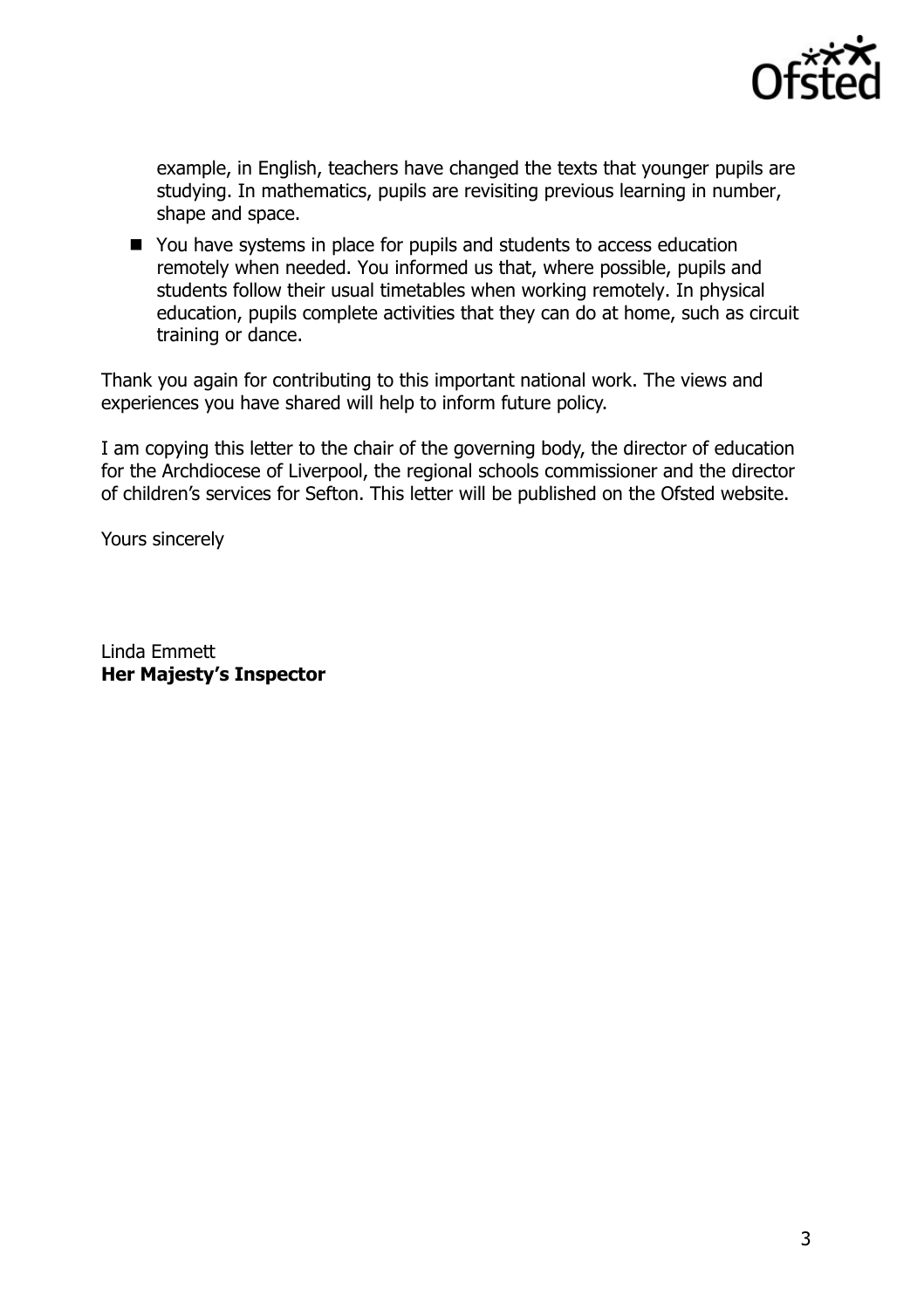example, in English, teachers have changed the texts that younger pupils are studying. In mathematics, pupils are revisiting previous learning in number, shape and space.

- You have systems in place for pupils and students to access education remotely when needed. You informed us that, where possible, pupils and students follow their usual timetables when working remotely. In physical education, pupils complete activities that they can do at home, such as circuit training or dance.

Thank you again for contributing to this important national work. The views and experiences you have shared will help to inform future policy.

I am copying this letter to the chair of the governing body, the director of education for the Archdiocese of Liverpool, the regional schools commissioner and the director of children's services for Sefton. This letter will be published on the Ofsted website.

Yours sincerely

Linda Emmett
**Her Majesty's Inspector**